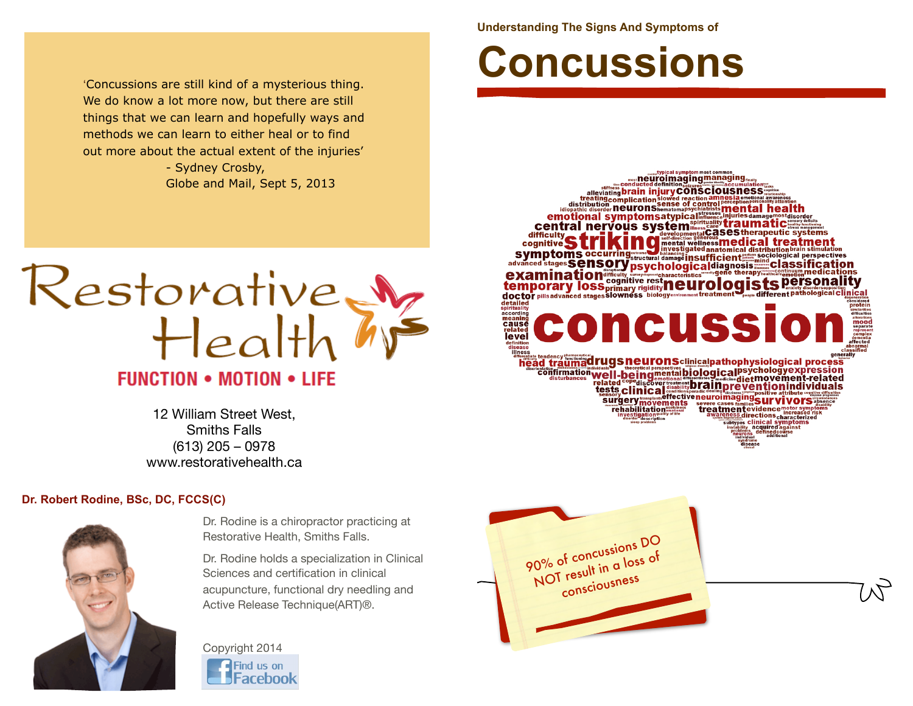'Concussions are still kind of a mysterious thing. We do know a lot more now, but there are still things that we can learn and hopefully ways and methods we can learn to either heal or to find out more about the actual extent of the injuries'

- Sydney Crosby,
Globe and Mail, Sept 5, 2013

# Restorative Health

**FUNCTION • MOTION • LIFE**

12 William Street West,
Smiths Falls
(613) 205 – 0978
www.restorativehealth.ca

**Dr. Robert Rodine, BSc, DC, FCCS(C)**

Dr. Rodine is a chiropractor practicing at Restorative Health, Smiths Falls.

Dr. Rodine holds a specialization in Clinical Sciences and certification in clinical acupuncture, functional dry needling and Active Release Technique(ART)®.

Copyright 2014

Find us on Facebook

**Understanding The Signs And Symptoms of**

# Concussions

90% of concussions DO NOT result in a loss of consciousness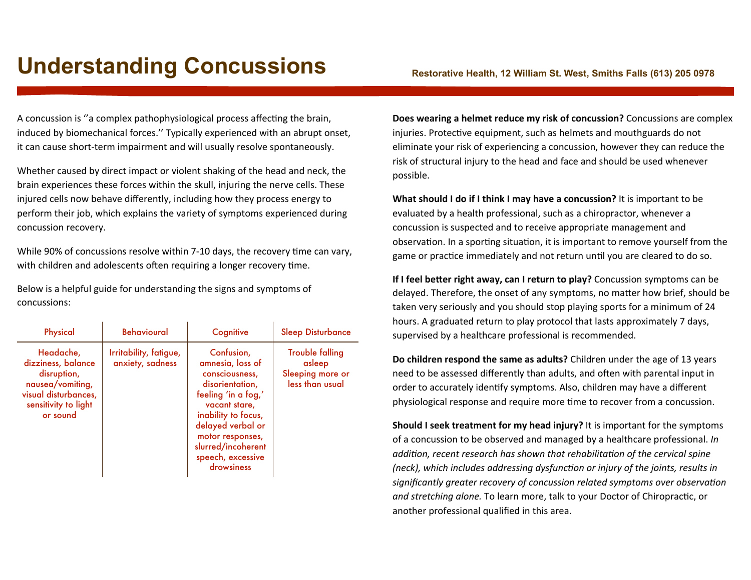# Understanding Concussions

**Restorative Health, 12 William St. West, Smiths Falls (613) 205 0978**

A concussion is ''a complex pathophysiological process affecting the brain, induced by biomechanical forces.'' Typically experienced with an abrupt onset, it can cause short-term impairment and will usually resolve spontaneously.

Whether caused by direct impact or violent shaking of the head and neck, the brain experiences these forces within the skull, injuring the nerve cells. These injured cells now behave differently, including how they process energy to perform their job, which explains the variety of symptoms experienced during concussion recovery.

While 90% of concussions resolve within 7-10 days, the recovery time can vary, with children and adolescents often requiring a longer recovery time.

Below is a helpful guide for understanding the signs and symptoms of concussions:

| Physical | Behavioural | Cognitive | Sleep Disturbance |
|---|---|---|---|
| Headache, dizziness, balance disruption, nausea/vomiting, visual disturbances, sensitivity to light or sound | Irritability, fatigue, anxiety, sadness | Confusion, amnesia, loss of consciousness, disorientation, feeling 'in a fog,' vacant stare, inability to focus, delayed verbal or motor responses, slurred/incoherent speech, excessive drowsiness | Trouble falling asleep Sleeping more or less than usual |

**Does wearing a helmet reduce my risk of concussion?** Concussions are complex injuries. Protective equipment, such as helmets and mouthguards do not eliminate your risk of experiencing a concussion, however they can reduce the risk of structural injury to the head and face and should be used whenever possible.

**What should I do if I think I may have a concussion?** It is important to be evaluated by a health professional, such as a chiropractor, whenever a concussion is suspected and to receive appropriate management and observation. In a sporting situation, it is important to remove yourself from the game or practice immediately and not return until you are cleared to do so.

**If I feel better right away, can I return to play?** Concussion symptoms can be delayed. Therefore, the onset of any symptoms, no matter how brief, should be taken very seriously and you should stop playing sports for a minimum of 24 hours. A graduated return to play protocol that lasts approximately 7 days, supervised by a healthcare professional is recommended.

**Do children respond the same as adults?** Children under the age of 13 years need to be assessed differently than adults, and often with parental input in order to accurately identify symptoms. Also, children may have a different physiological response and require more time to recover from a concussion.

**Should I seek treatment for my head injury?** It is important for the symptoms of a concussion to be observed and managed by a healthcare professional. *In addition, recent research has shown that rehabilitation of the cervical spine (neck), which includes addressing dysfunction or injury of the joints, results in significantly greater recovery of concussion related symptoms over observation and stretching alone.* To learn more, talk to your Doctor of Chiropractic, or another professional qualified in this area.